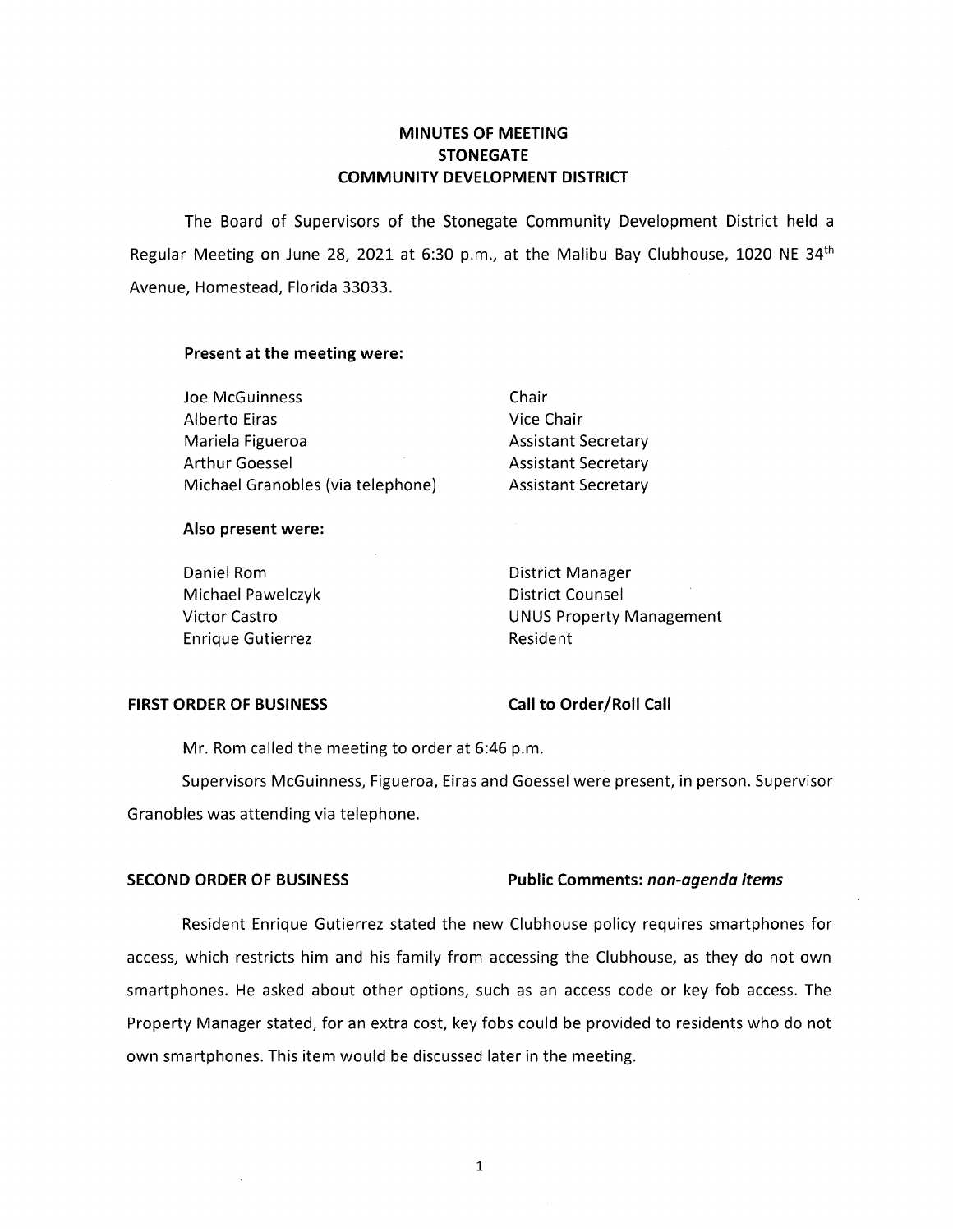# MINUTES OF MEETING
# STONEGATE
# COMMUNITY DEVELOPMENT DISTRICT

The Board of Supervisors of the Stonegate Community Development District held a Regular Meeting on June 28, 2021 at 6:30 p.m., at the Malibu Bay Clubhouse, 1020 NE 34th Avenue, Homestead, Florida 33033.

**Present at the meeting were:**

| | |
|---|---|
| Joe McGuinness | Chair |
| Alberto Eiras | Vice Chair |
| Mariela Figueroa | Assistant Secretary |
| Arthur Goessel | Assistant Secretary |
| Michael Granobles (via telephone) | Assistant Secretary |

**Also present were:**

| | |
|---|---|
| Daniel Rom | District Manager |
| Michael Pawelczyk | District Counsel |
| Victor Castro | UNUS Property Management |
| Enrique Gutierrez | Resident |

**FIRST ORDER OF BUSINESS** **Call to Order/Roll Call**

Mr. Rom called the meeting to order at 6:46 p.m.

Supervisors McGuinness, Figueroa, Eiras and Goessel were present, in person. Supervisor Granobles was attending via telephone.

**SECOND ORDER OF BUSINESS** **Public Comments: *non-agenda items***

Resident Enrique Gutierrez stated the new Clubhouse policy requires smartphones for access, which restricts him and his family from accessing the Clubhouse, as they do not own smartphones. He asked about other options, such as an access code or key fob access. The Property Manager stated, for an extra cost, key fobs could be provided to residents who do not own smartphones. This item would be discussed later in the meeting.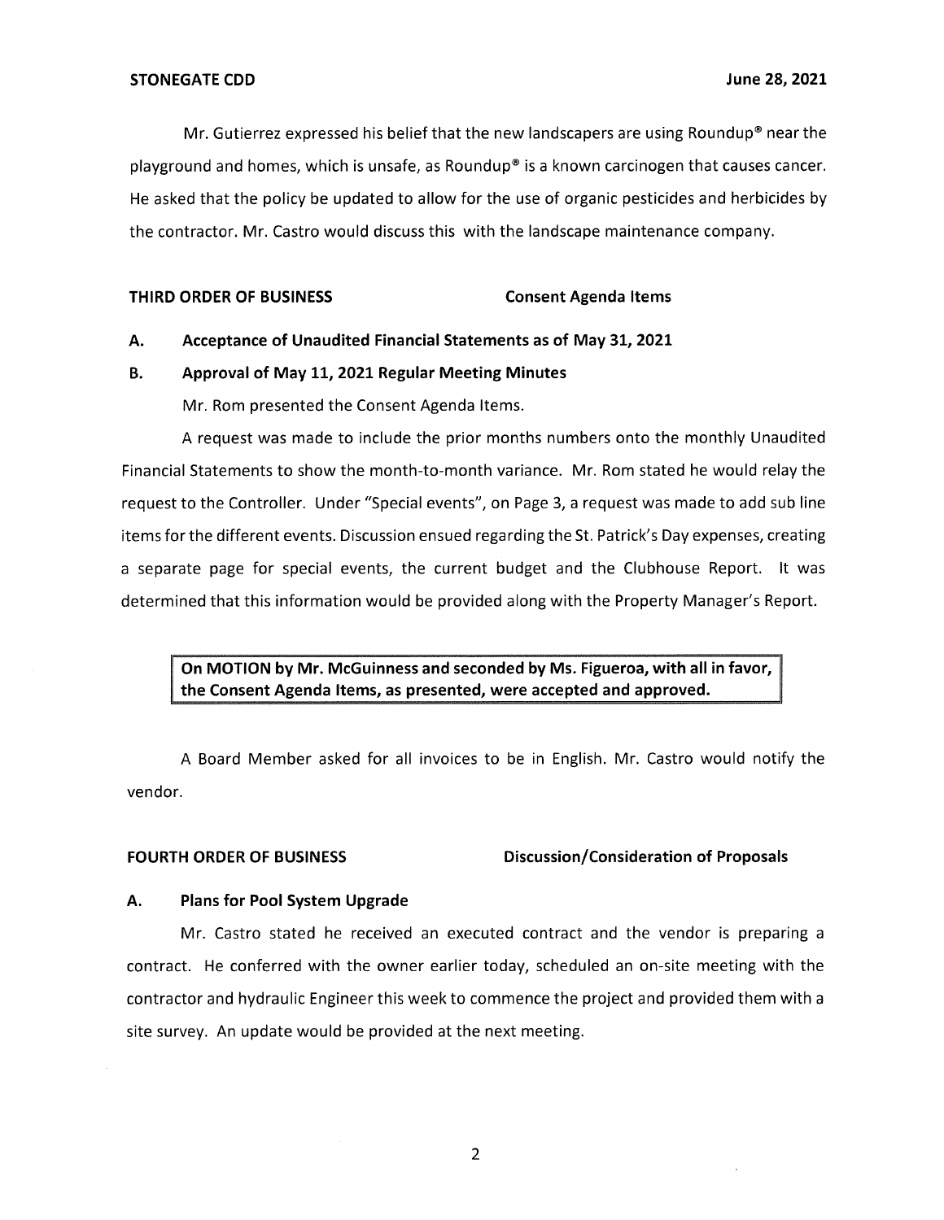Mr. Gutierrez expressed his belief that the new landscapers are using Roundup® near the playground and homes, which is unsafe, as Roundup® is a known carcinogen that causes cancer. He asked that the policy be updated to allow for the use of organic pesticides and herbicides by the contractor. Mr. Castro would discuss this with the landscape maintenance company.

**THIRD ORDER OF BUSINESS** **Consent Agenda Items**

**A. Acceptance of Unaudited Financial Statements as of May 31, 2021**

**B. Approval of May 11, 2021 Regular Meeting Minutes**

Mr. Rom presented the Consent Agenda Items.

A request was made to include the prior months numbers onto the monthly Unaudited Financial Statements to show the month-to-month variance. Mr. Rom stated he would relay the request to the Controller. Under "Special events", on Page 3, a request was made to add sub line items for the different events. Discussion ensued regarding the St. Patrick's Day expenses, creating a separate page for special events, the current budget and the Clubhouse Report. It was determined that this information would be provided along with the Property Manager's Report.

> **On MOTION by Mr. McGuinness and seconded by Ms. Figueroa, with all in favor, the Consent Agenda Items, as presented, were accepted and approved.**

A Board Member asked for all invoices to be in English. Mr. Castro would notify the vendor.

**FOURTH ORDER OF BUSINESS** **Discussion/Consideration of Proposals**

**A. Plans for Pool System Upgrade**

Mr. Castro stated he received an executed contract and the vendor is preparing a contract. He conferred with the owner earlier today, scheduled an on-site meeting with the contractor and hydraulic Engineer this week to commence the project and provided them with a site survey. An update would be provided at the next meeting.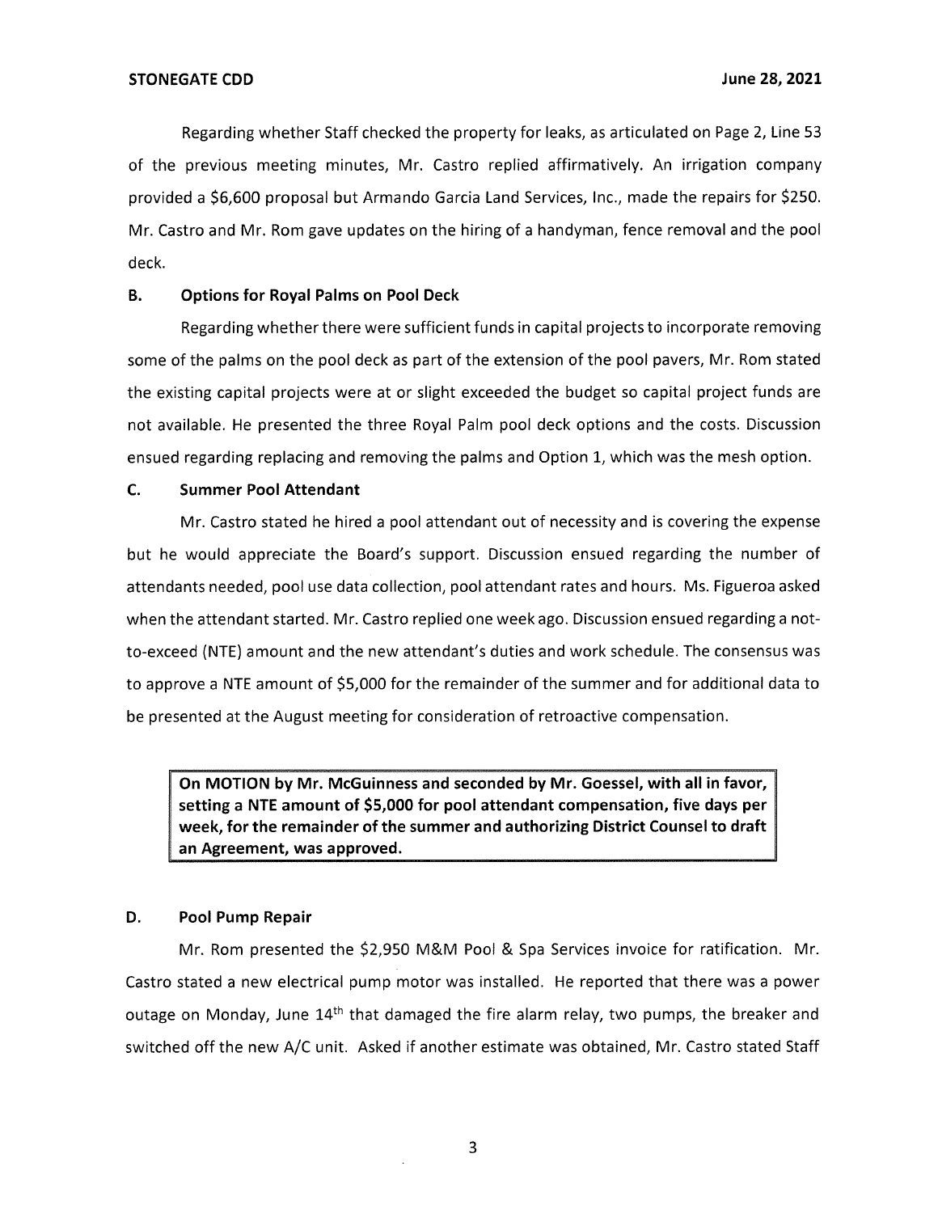Regarding whether Staff checked the property for leaks, as articulated on Page 2, Line 53 of the previous meeting minutes, Mr. Castro replied affirmatively. An irrigation company provided a $6,600 proposal but Armando Garcia Land Services, Inc., made the repairs for $250. Mr. Castro and Mr. Rom gave updates on the hiring of a handyman, fence removal and the pool deck.

### B. Options for Royal Palms on Pool Deck

Regarding whether there were sufficient funds in capital projects to incorporate removing some of the palms on the pool deck as part of the extension of the pool pavers, Mr. Rom stated the existing capital projects were at or slight exceeded the budget so capital project funds are not available. He presented the three Royal Palm pool deck options and the costs. Discussion ensued regarding replacing and removing the palms and Option 1, which was the mesh option.

### C. Summer Pool Attendant

Mr. Castro stated he hired a pool attendant out of necessity and is covering the expense but he would appreciate the Board's support. Discussion ensued regarding the number of attendants needed, pool use data collection, pool attendant rates and hours. Ms. Figueroa asked when the attendant started. Mr. Castro replied one week ago. Discussion ensued regarding a not-to-exceed (NTE) amount and the new attendant's duties and work schedule. The consensus was to approve a NTE amount of $5,000 for the remainder of the summer and for additional data to be presented at the August meeting for consideration of retroactive compensation.

**On MOTION by Mr. McGuinness and seconded by Mr. Goessel, with all in favor, setting a NTE amount of $5,000 for pool attendant compensation, five days per week, for the remainder of the summer and authorizing District Counsel to draft an Agreement, was approved.**

### D. Pool Pump Repair

Mr. Rom presented the $2,950 M&M Pool & Spa Services invoice for ratification. Mr. Castro stated a new electrical pump motor was installed. He reported that there was a power outage on Monday, June 14th that damaged the fire alarm relay, two pumps, the breaker and switched off the new A/C unit. Asked if another estimate was obtained, Mr. Castro stated Staff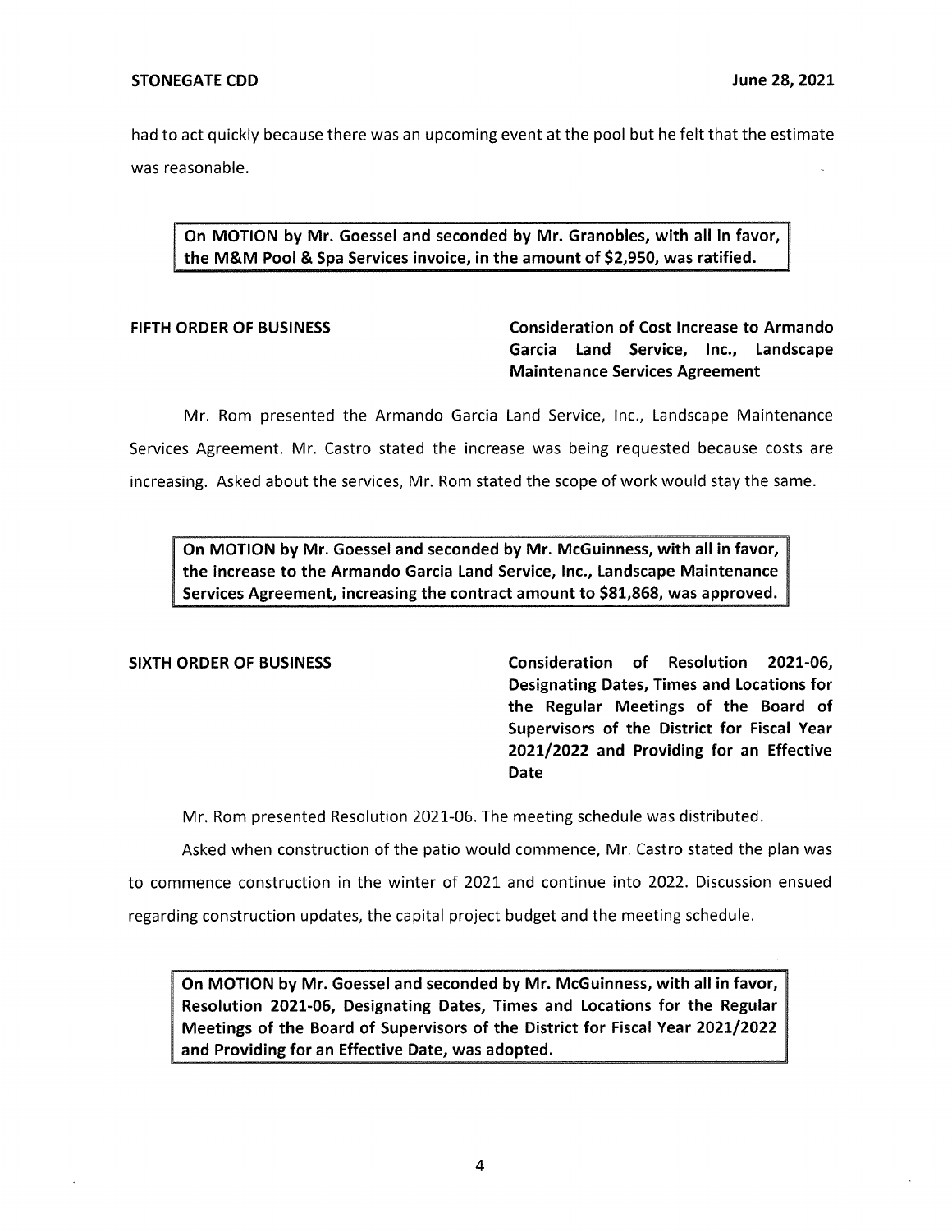had to act quickly because there was an upcoming event at the pool but he felt that the estimate was reasonable.

> **On MOTION by Mr. Goessel and seconded by Mr. Granobles, with all in favor, the M&M Pool & Spa Services invoice, in the amount of $2,950, was ratified.**

**FIFTH ORDER OF BUSINESS** **Consideration of Cost Increase to Armando Garcia Land Service, Inc., Landscape Maintenance Services Agreement**

Mr. Rom presented the Armando Garcia Land Service, Inc., Landscape Maintenance Services Agreement. Mr. Castro stated the increase was being requested because costs are increasing. Asked about the services, Mr. Rom stated the scope of work would stay the same.

> **On MOTION by Mr. Goessel and seconded by Mr. McGuinness, with all in favor, the increase to the Armando Garcia Land Service, Inc., Landscape Maintenance Services Agreement, increasing the contract amount to $81,868, was approved.**

**SIXTH ORDER OF BUSINESS** **Consideration of Resolution 2021-06, Designating Dates, Times and Locations for the Regular Meetings of the Board of Supervisors of the District for Fiscal Year 2021/2022 and Providing for an Effective Date**

Mr. Rom presented Resolution 2021-06. The meeting schedule was distributed.

Asked when construction of the patio would commence, Mr. Castro stated the plan was to commence construction in the winter of 2021 and continue into 2022. Discussion ensued regarding construction updates, the capital project budget and the meeting schedule.

> **On MOTION by Mr. Goessel and seconded by Mr. McGuinness, with all in favor, Resolution 2021-06, Designating Dates, Times and Locations for the Regular Meetings of the Board of Supervisors of the District for Fiscal Year 2021/2022 and Providing for an Effective Date, was adopted.**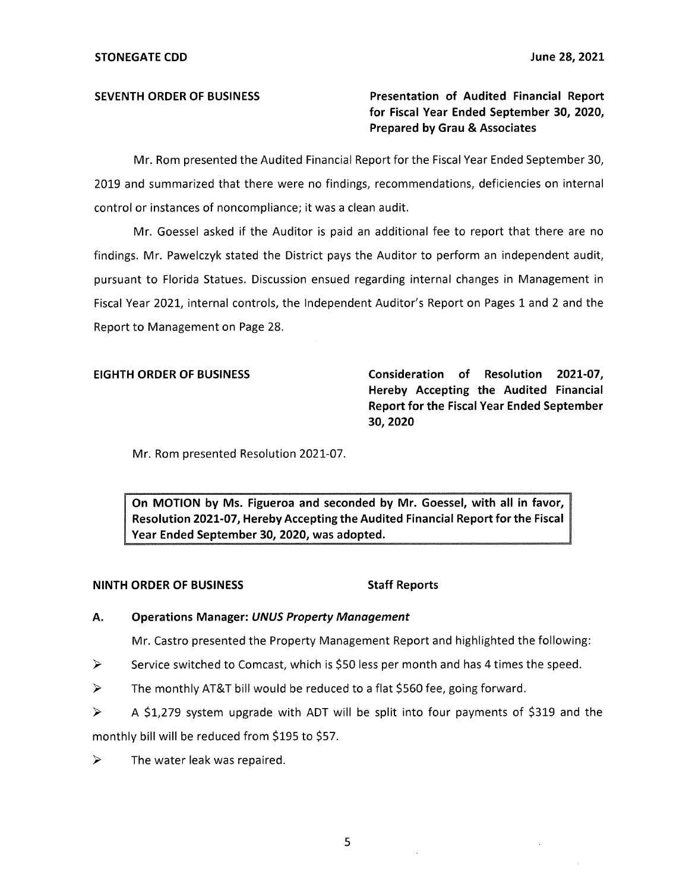**SEVENTH ORDER OF BUSINESS** **Presentation of Audited Financial Report for Fiscal Year Ended September 30, 2020, Prepared by Grau & Associates**

Mr. Rom presented the Audited Financial Report for the Fiscal Year Ended September 30, 2019 and summarized that there were no findings, recommendations, deficiencies on internal control or instances of noncompliance; it was a clean audit.

Mr. Goessel asked if the Auditor is paid an additional fee to report that there are no findings. Mr. Pawelczyk stated the District pays the Auditor to perform an independent audit, pursuant to Florida Statues. Discussion ensued regarding internal changes in Management in Fiscal Year 2021, internal controls, the Independent Auditor's Report on Pages 1 and 2 and the Report to Management on Page 28.

**EIGHTH ORDER OF BUSINESS** **Consideration of Resolution 2021-07, Hereby Accepting the Audited Financial Report for the Fiscal Year Ended September 30, 2020**

Mr. Rom presented Resolution 2021-07.

**On MOTION by Ms. Figueroa and seconded by Mr. Goessel, with all in favor, Resolution 2021-07, Hereby Accepting the Audited Financial Report for the Fiscal Year Ended September 30, 2020, was adopted.**

**NINTH ORDER OF BUSINESS** **Staff Reports**

**A. Operations Manager: *UNUS Property Management***

Mr. Castro presented the Property Management Report and highlighted the following:

- Service switched to Comcast, which is $50 less per month and has 4 times the speed.
- The monthly AT&T bill would be reduced to a flat $560 fee, going forward.
- A $1,279 system upgrade with ADT will be split into four payments of $319 and the monthly bill will be reduced from $195 to $57.
- The water leak was repaired.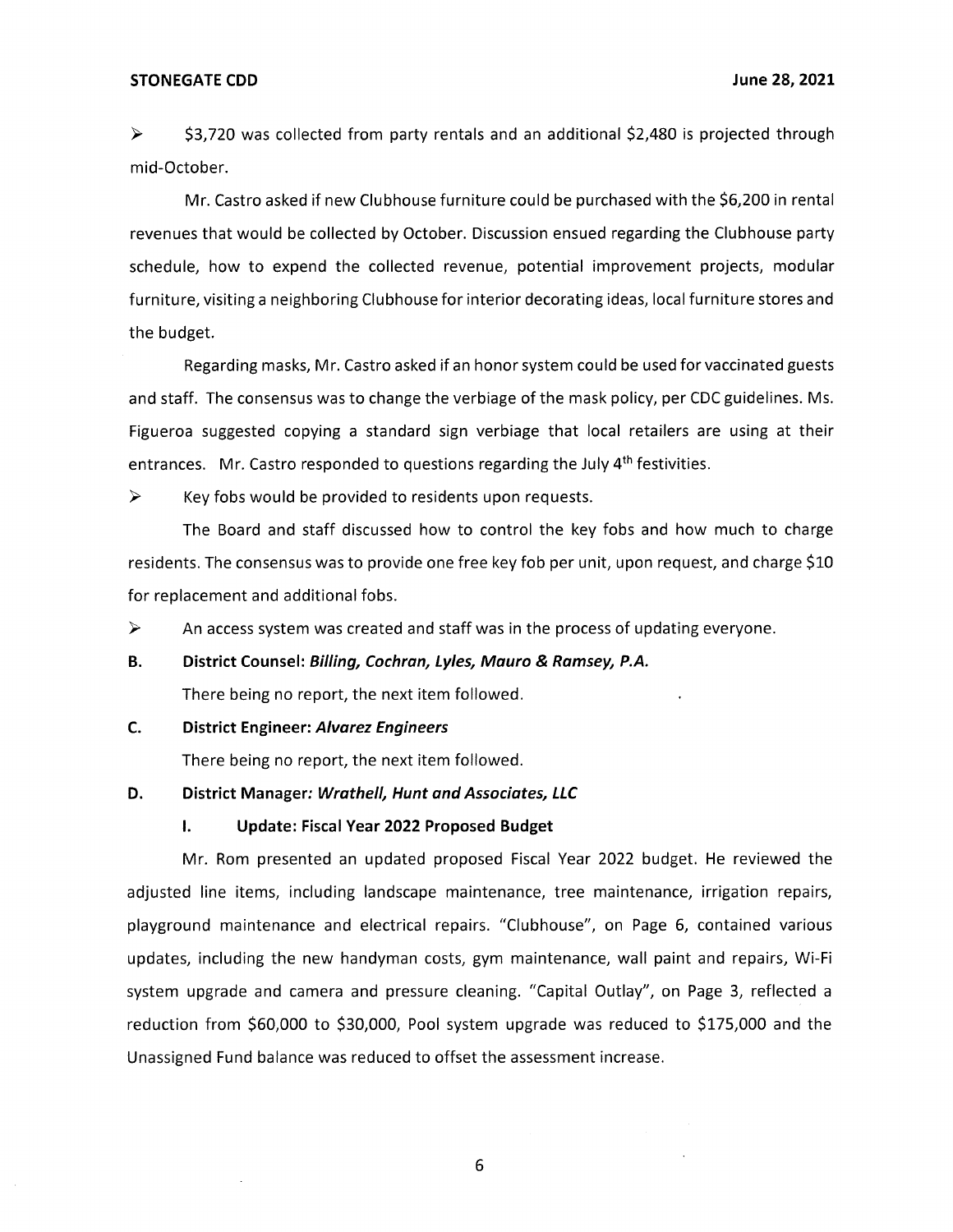- $3,720 was collected from party rentals and an additional $2,480 is projected through mid-October.

Mr. Castro asked if new Clubhouse furniture could be purchased with the $6,200 in rental revenues that would be collected by October. Discussion ensued regarding the Clubhouse party schedule, how to expend the collected revenue, potential improvement projects, modular furniture, visiting a neighboring Clubhouse for interior decorating ideas, local furniture stores and the budget.

Regarding masks, Mr. Castro asked if an honor system could be used for vaccinated guests and staff. The consensus was to change the verbiage of the mask policy, per CDC guidelines. Ms. Figueroa suggested copying a standard sign verbiage that local retailers are using at their entrances. Mr. Castro responded to questions regarding the July 4th festivities.

- Key fobs would be provided to residents upon requests.

The Board and staff discussed how to control the key fobs and how much to charge residents. The consensus was to provide one free key fob per unit, upon request, and charge $10 for replacement and additional fobs.

- An access system was created and staff was in the process of updating everyone.

**B. District Counsel: *Billing, Cochran, Lyles, Mauro & Ramsey, P.A.***

There being no report, the next item followed.

**C. District Engineer: *Alvarez Engineers***

There being no report, the next item followed.

**D. District Manager: *Wrathell, Hunt and Associates, LLC***

**I. Update: Fiscal Year 2022 Proposed Budget**

Mr. Rom presented an updated proposed Fiscal Year 2022 budget. He reviewed the adjusted line items, including landscape maintenance, tree maintenance, irrigation repairs, playground maintenance and electrical repairs. "Clubhouse", on Page 6, contained various updates, including the new handyman costs, gym maintenance, wall paint and repairs, Wi-Fi system upgrade and camera and pressure cleaning. "Capital Outlay", on Page 3, reflected a reduction from $60,000 to $30,000, Pool system upgrade was reduced to $175,000 and the Unassigned Fund balance was reduced to offset the assessment increase.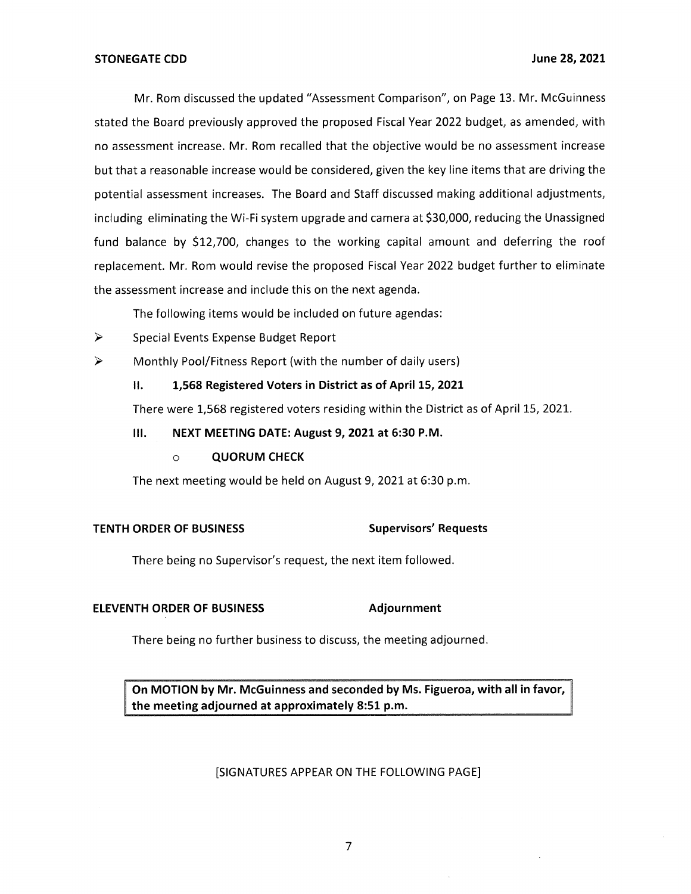Mr. Rom discussed the updated "Assessment Comparison", on Page 13. Mr. McGuinness stated the Board previously approved the proposed Fiscal Year 2022 budget, as amended, with no assessment increase. Mr. Rom recalled that the objective would be no assessment increase but that a reasonable increase would be considered, given the key line items that are driving the potential assessment increases. The Board and Staff discussed making additional adjustments, including eliminating the Wi-Fi system upgrade and camera at $30,000, reducing the Unassigned fund balance by $12,700, changes to the working capital amount and deferring the roof replacement. Mr. Rom would revise the proposed Fiscal Year 2022 budget further to eliminate the assessment increase and include this on the next agenda.

The following items would be included on future agendas:

- Special Events Expense Budget Report
- Monthly Pool/Fitness Report (with the number of daily users)

**II. 1,568 Registered Voters in District as of April 15, 2021**

There were 1,568 registered voters residing within the District as of April 15, 2021.

**III. NEXT MEETING DATE: August 9, 2021 at 6:30 P.M.**

- **QUORUM CHECK**

The next meeting would be held on August 9, 2021 at 6:30 p.m.

**TENTH ORDER OF BUSINESS** **Supervisors' Requests**

There being no Supervisor's request, the next item followed.

**ELEVENTH ORDER OF BUSINESS** **Adjournment**

There being no further business to discuss, the meeting adjourned.

**On MOTION by Mr. McGuinness and seconded by Ms. Figueroa, with all in favor, the meeting adjourned at approximately 8:51 p.m.**

[SIGNATURES APPEAR ON THE FOLLOWING PAGE]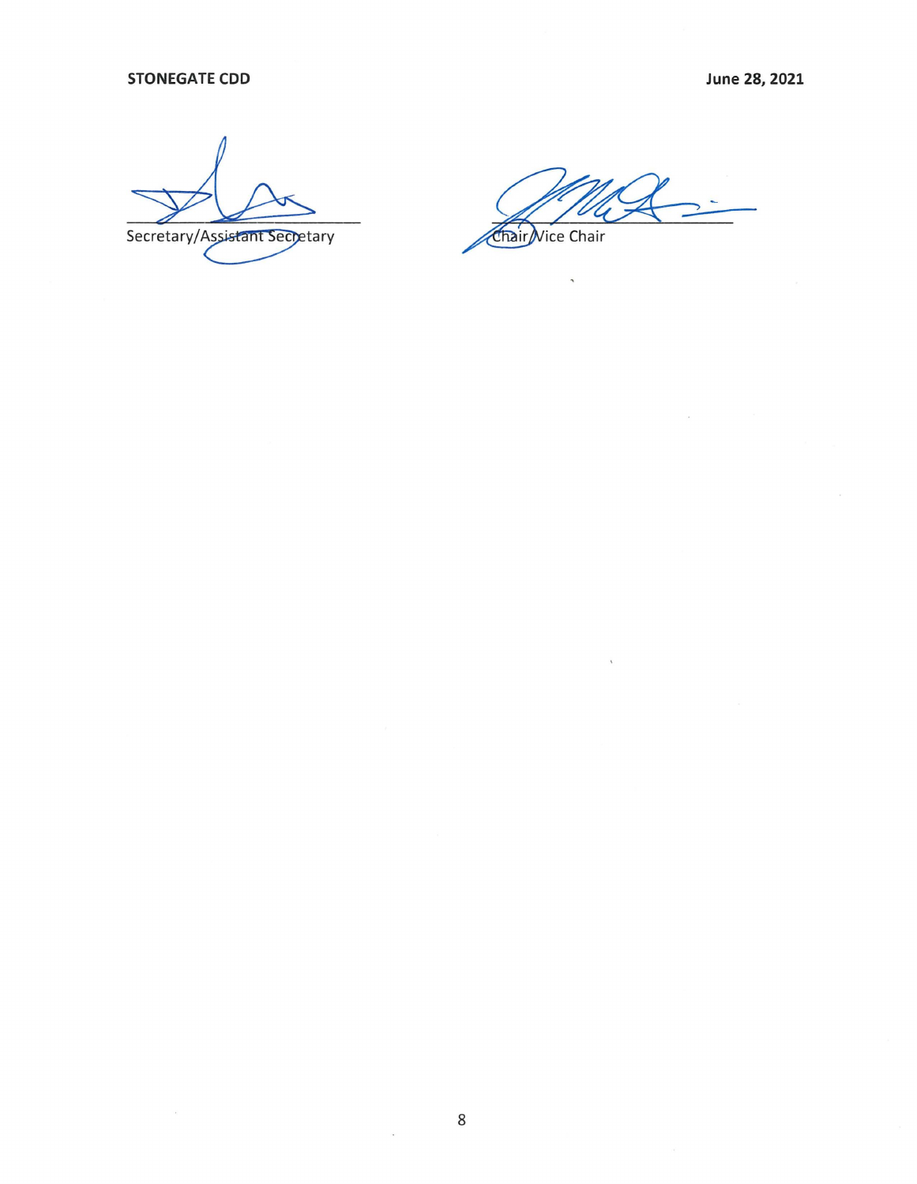Secretary/Assistant Secretary

Chair/Vice Chair